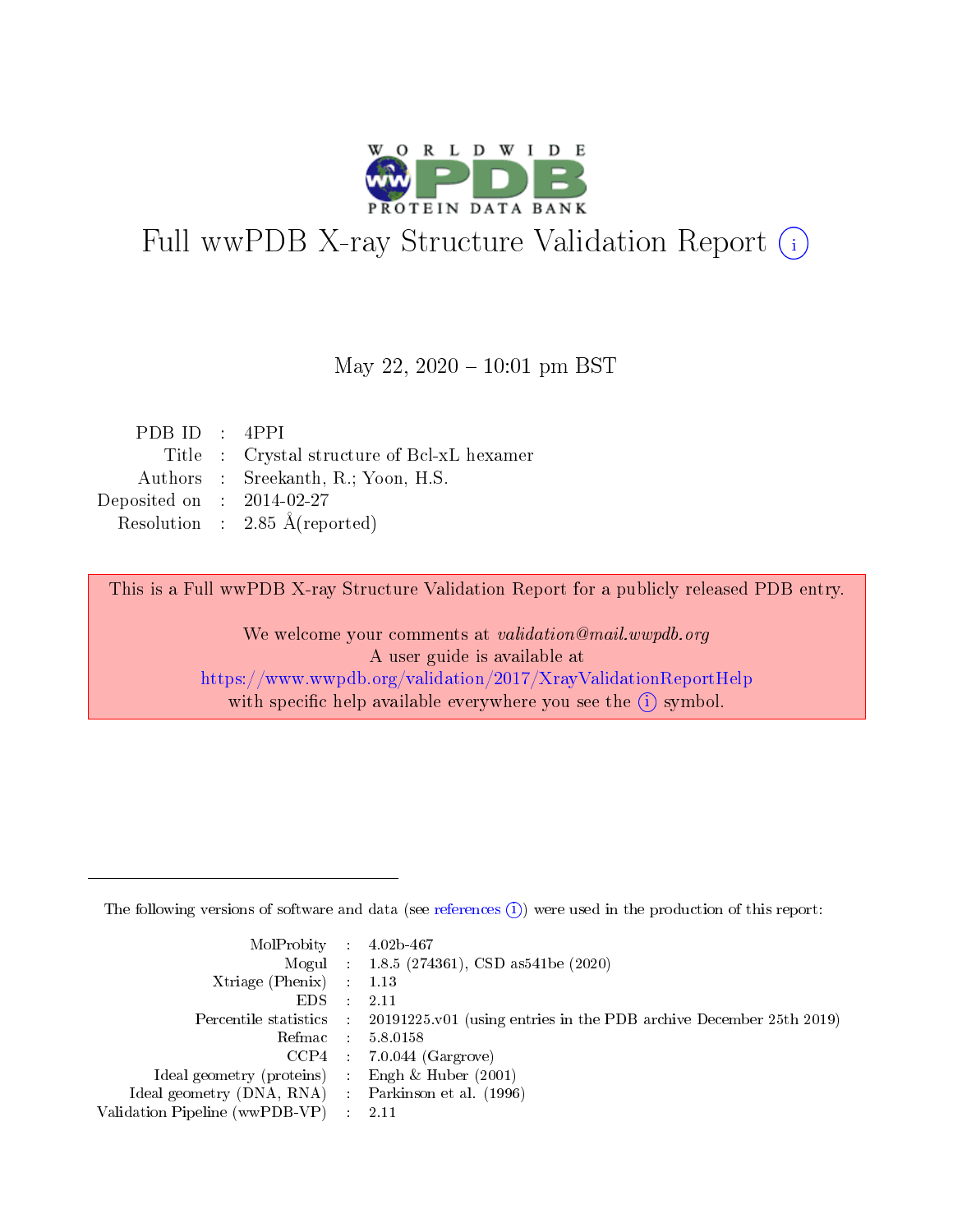# Full wwPDB X-ray Structure Validation Report (i)

May 22, 2020 – 10:01 pm BST

| | | |
|---|---|---|
| PDB ID | : | 4PPI |
| Title | : | Crystal structure of Bcl-xL hexamer |
| Authors | : | Sreekanth, R.; Yoon, H.S. |
| Deposited on | : | 2014-02-27 |
| Resolution | : | 2.85 Å(reported) |

This is a Full wwPDB X-ray Structure Validation Report for a publicly released PDB entry.

We welcome your comments at *validation@mail.wwpdb.org*
A user guide is available at
https://www.wwpdb.org/validation/2017/XrayValidationReportHelp
with specific help available everywhere you see the (i) symbol.

---

The following versions of software and data (see references (i)) were used in the production of this report:

| | | |
|---|---|---|
| MolProbity | : | 4.02b-467 |
| Mogul | : | 1.8.5 (274361), CSD as541be (2020) |
| Xtriage (Phenix) | : | 1.13 |
| EDS | : | 2.11 |
| Percentile statistics | : | 20191225.v01 (using entries in the PDB archive December 25th 2019) |
| Refmac | : | 5.8.0158 |
| CCP4 | : | 7.0.044 (Gargrove) |
| Ideal geometry (proteins) | : | Engh & Huber (2001) |
| Ideal geometry (DNA, RNA) | : | Parkinson et al. (1996) |
| Validation Pipeline (wwPDB-VP) | : | 2.11 |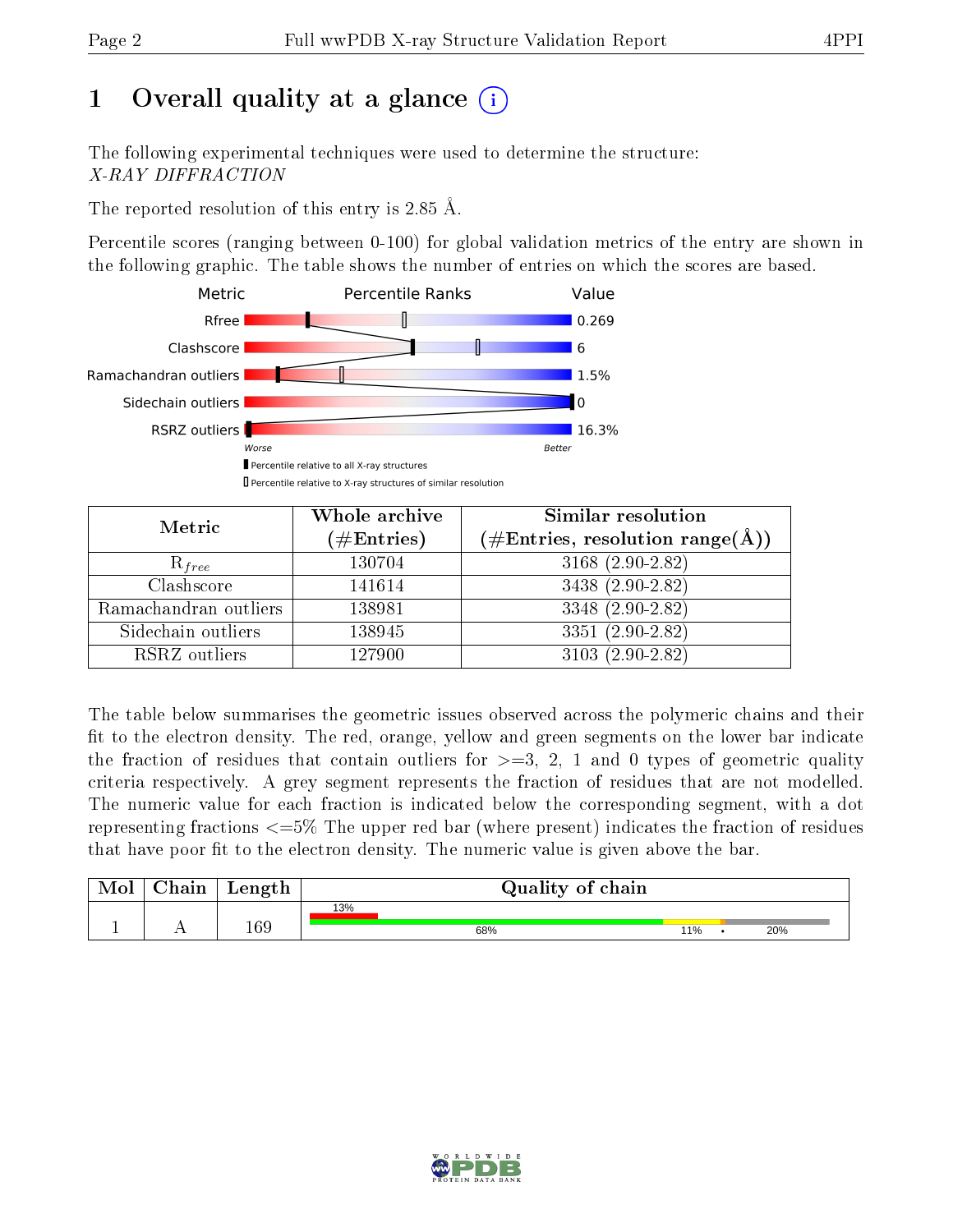# 1 Overall quality at a glance

The following experimental techniques were used to determine the structure:
*X-RAY DIFFRACTION*

The reported resolution of this entry is 2.85 Å.

Percentile scores (ranging between 0-100) for global validation metrics of the entry are shown in the following graphic. The table shows the number of entries on which the scores are based.

| Metric | Value |
|---|---|
| Rfree | 0.269 |
| Clashscore | 6 |
| Ramachandran outliers | 1.5% |
| Sidechain outliers | 0 |
| RSRZ outliers | 16.3% |

| Metric | Whole archive (#Entries) | Similar resolution (#Entries, resolution range(Å)) |
|---|---|---|
| $R_{free}$ | 130704 | 3168 (2.90-2.82) |
| Clashscore | 141614 | 3438 (2.90-2.82) |
| Ramachandran outliers | 138981 | 3348 (2.90-2.82) |
| Sidechain outliers | 138945 | 3351 (2.90-2.82) |
| RSRZ outliers | 127900 | 3103 (2.90-2.82) |

The table below summarises the geometric issues observed across the polymeric chains and their fit to the electron density. The red, orange, yellow and green segments on the lower bar indicate the fraction of residues that contain outliers for >=3, 2, 1 and 0 types of geometric quality criteria respectively. A grey segment represents the fraction of residues that are not modelled. The numeric value for each fraction is indicated below the corresponding segment, with a dot representing fractions <=5% The upper red bar (where present) indicates the fraction of residues that have poor fit to the electron density. The numeric value is given above the bar.

| Mol | Chain | Length | Quality of chain |
|---|---|---|---|
| 1 | A | 169 | 13% (poor fit); 68%, 11%, •, 20% |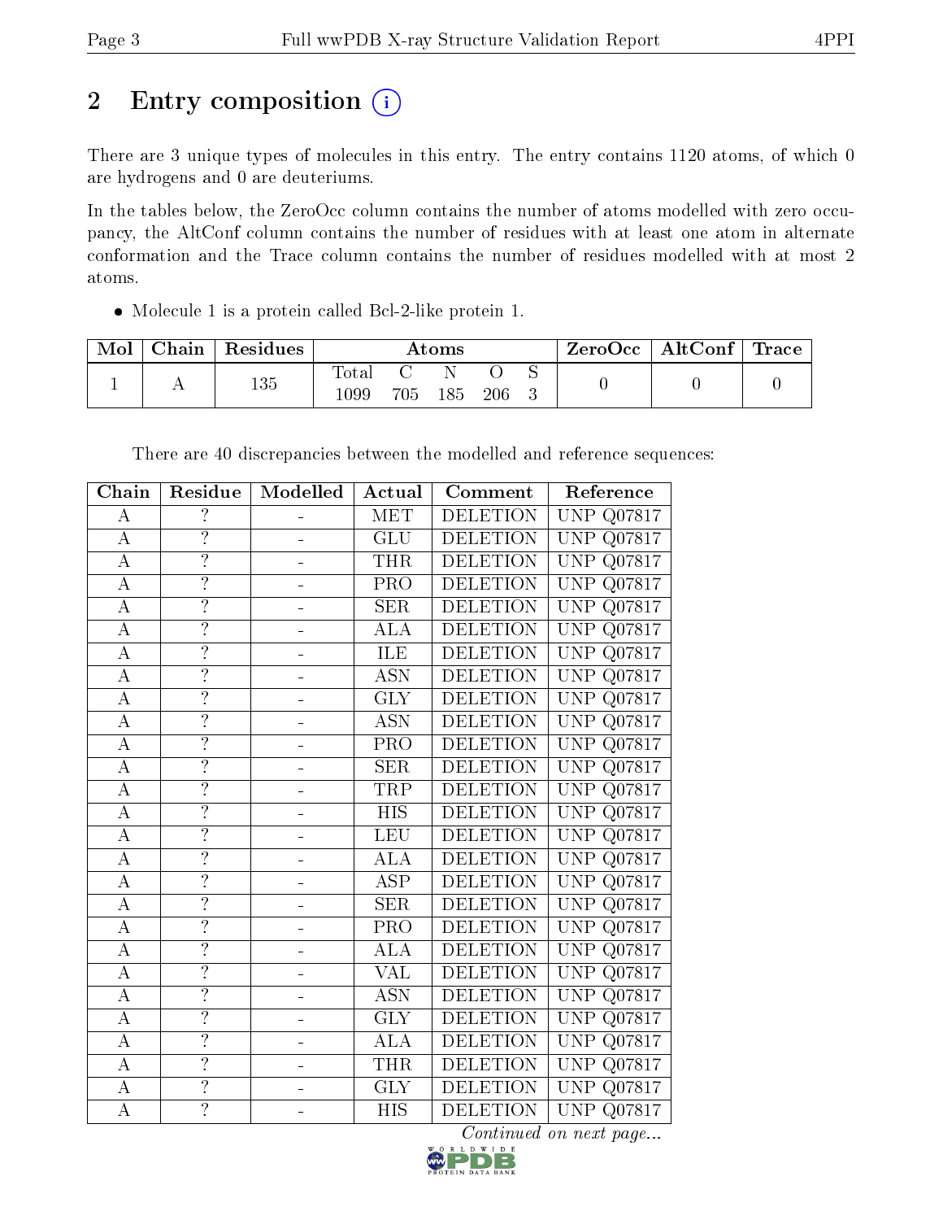# 2 Entry composition

There are 3 unique types of molecules in this entry. The entry contains 1120 atoms, of which 0 are hydrogens and 0 are deuteriums.

In the tables below, the ZeroOcc column contains the number of atoms modelled with zero occupancy, the AltConf column contains the number of residues with at least one atom in alternate conformation and the Trace column contains the number of residues modelled with at most 2 atoms.

- Molecule 1 is a protein called Bcl-2-like protein 1.

| Mol | Chain | Residues | Atoms | | | | | ZeroOcc | AltConf | Trace |
|---|---|---|---|---|---|---|---|---|---|---|
| | | | Total | C | N | O | S | | | |
| 1 | A | 135 | 1099 | 705 | 185 | 206 | 3 | 0 | 0 | 0 |

There are 40 discrepancies between the modelled and reference sequences:

| Chain | Residue | Modelled | Actual | Comment | Reference |
|---|---|---|---|---|---|
| A | ? | - | MET | DELETION | UNP Q07817 |
| A | ? | - | GLU | DELETION | UNP Q07817 |
| A | ? | - | THR | DELETION | UNP Q07817 |
| A | ? | - | PRO | DELETION | UNP Q07817 |
| A | ? | - | SER | DELETION | UNP Q07817 |
| A | ? | - | ALA | DELETION | UNP Q07817 |
| A | ? | - | ILE | DELETION | UNP Q07817 |
| A | ? | - | ASN | DELETION | UNP Q07817 |
| A | ? | - | GLY | DELETION | UNP Q07817 |
| A | ? | - | ASN | DELETION | UNP Q07817 |
| A | ? | - | PRO | DELETION | UNP Q07817 |
| A | ? | - | SER | DELETION | UNP Q07817 |
| A | ? | - | TRP | DELETION | UNP Q07817 |
| A | ? | - | HIS | DELETION | UNP Q07817 |
| A | ? | - | LEU | DELETION | UNP Q07817 |
| A | ? | - | ALA | DELETION | UNP Q07817 |
| A | ? | - | ASP | DELETION | UNP Q07817 |
| A | ? | - | SER | DELETION | UNP Q07817 |
| A | ? | - | PRO | DELETION | UNP Q07817 |
| A | ? | - | ALA | DELETION | UNP Q07817 |
| A | ? | - | VAL | DELETION | UNP Q07817 |
| A | ? | - | ASN | DELETION | UNP Q07817 |
| A | ? | - | GLY | DELETION | UNP Q07817 |
| A | ? | - | ALA | DELETION | UNP Q07817 |
| A | ? | - | THR | DELETION | UNP Q07817 |
| A | ? | - | GLY | DELETION | UNP Q07817 |
| A | ? | - | HIS | DELETION | UNP Q07817 |

*Continued on next page...*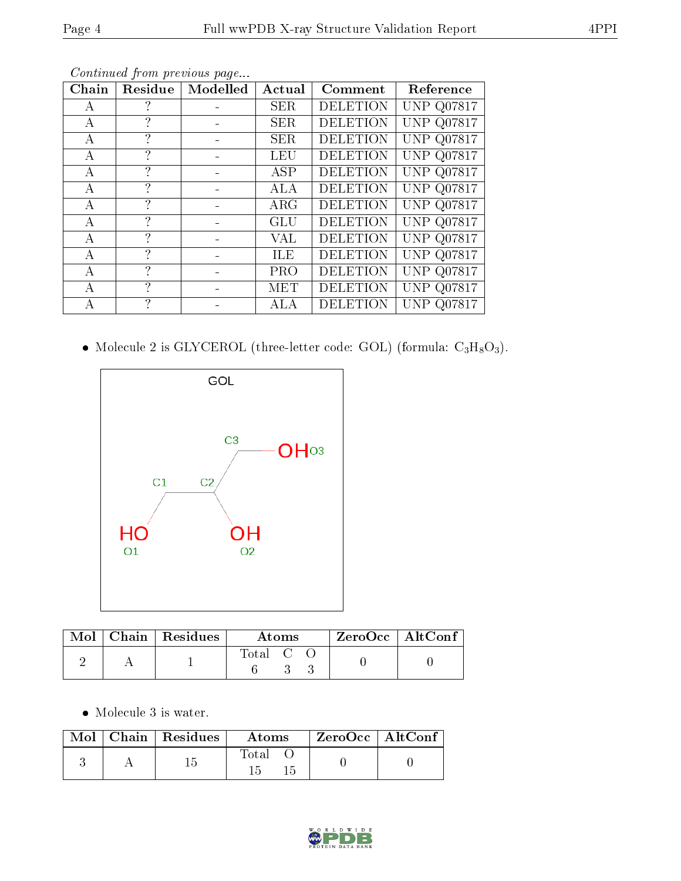*Continued from previous page...*

| Chain | Residue | Modelled | Actual | Comment | Reference |
|---|---|---|---|---|---|
| A | ? | - | SER | DELETION | UNP Q07817 |
| A | ? | - | SER | DELETION | UNP Q07817 |
| A | ? | - | SER | DELETION | UNP Q07817 |
| A | ? | - | LEU | DELETION | UNP Q07817 |
| A | ? | - | ASP | DELETION | UNP Q07817 |
| A | ? | - | ALA | DELETION | UNP Q07817 |
| A | ? | - | ARG | DELETION | UNP Q07817 |
| A | ? | - | GLU | DELETION | UNP Q07817 |
| A | ? | - | VAL | DELETION | UNP Q07817 |
| A | ? | - | ILE | DELETION | UNP Q07817 |
| A | ? | - | PRO | DELETION | UNP Q07817 |
| A | ? | - | MET | DELETION | UNP Q07817 |
| A | ? | - | ALA | DELETION | UNP Q07817 |

- Molecule 2 is GLYCEROL (three-letter code: GOL) (formula: $C_3H_8O_3$).

| Mol | Chain | Residues | Atoms | | | ZeroOcc | AltConf |
|---|---|---|---|---|---|---|---|
| | | | Total | C | O | | |
| 2 | A | 1 | 6 | 3 | 3 | 0 | 0 |

- Molecule 3 is water.

| Mol | Chain | Residues | Atoms | | ZeroOcc | AltConf |
|---|---|---|---|---|---|---|
| | | | Total | O | | |
| 3 | A | 15 | 15 | 15 | 0 | 0 |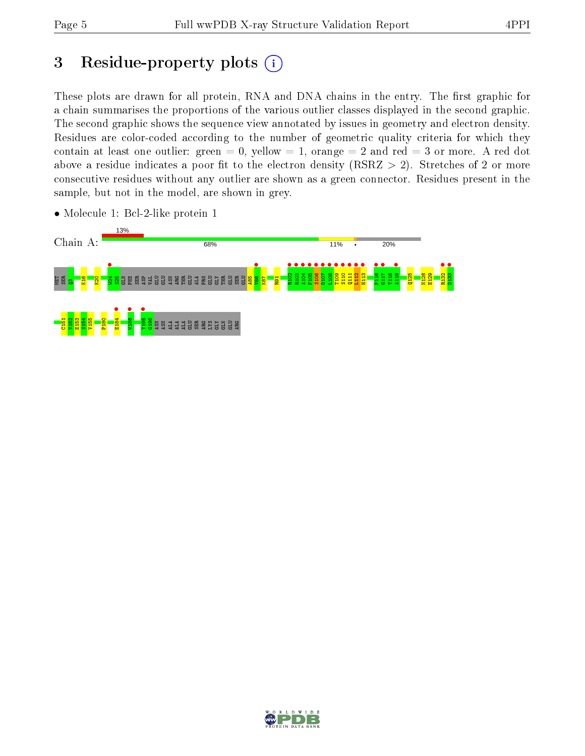# 3 Residue-property plots

These plots are drawn for all protein, RNA and DNA chains in the entry. The first graphic for a chain summarises the proportions of the various outlier classes displayed in the second graphic. The second graphic shows the sequence view annotated by issues in geometry and electron density. Residues are color-coded according to the number of geometric quality criteria for which they contain at least one outlier: green = 0, yellow = 1, orange = 2 and red = 3 or more. A red dot above a residue indicates a poor fit to the electron density (RSRZ > 2). Stretches of 2 or more consecutive residues without any outlier are shown as a green connector. Residues present in the sample, but not in the model, are shown in grey.

- Molecule 1: Bcl-2-like protein 1

Chain A: 13% | 68% | 11% | • | 20%

MET SER Q3 K16 K20 W24 S25 GLN PHE SER ASP VAL GLU GLU ASN ARG THR GLU ALA PRO GLU GLY THR GLU SER GLU A85 V86 K87 R91 R102 R103 A104 F105 S106 D107 L108 T109 S110 Q111 L112 H113 P116 G117 T118 A119 Q125 N128 E129 R132 D133

C151 W152 F153 S154 V155 P180 E184 W188 Y195 G196 ASN ASN ALA ALA ALA GLU SER ARG LYS GLY GLN GLU ARG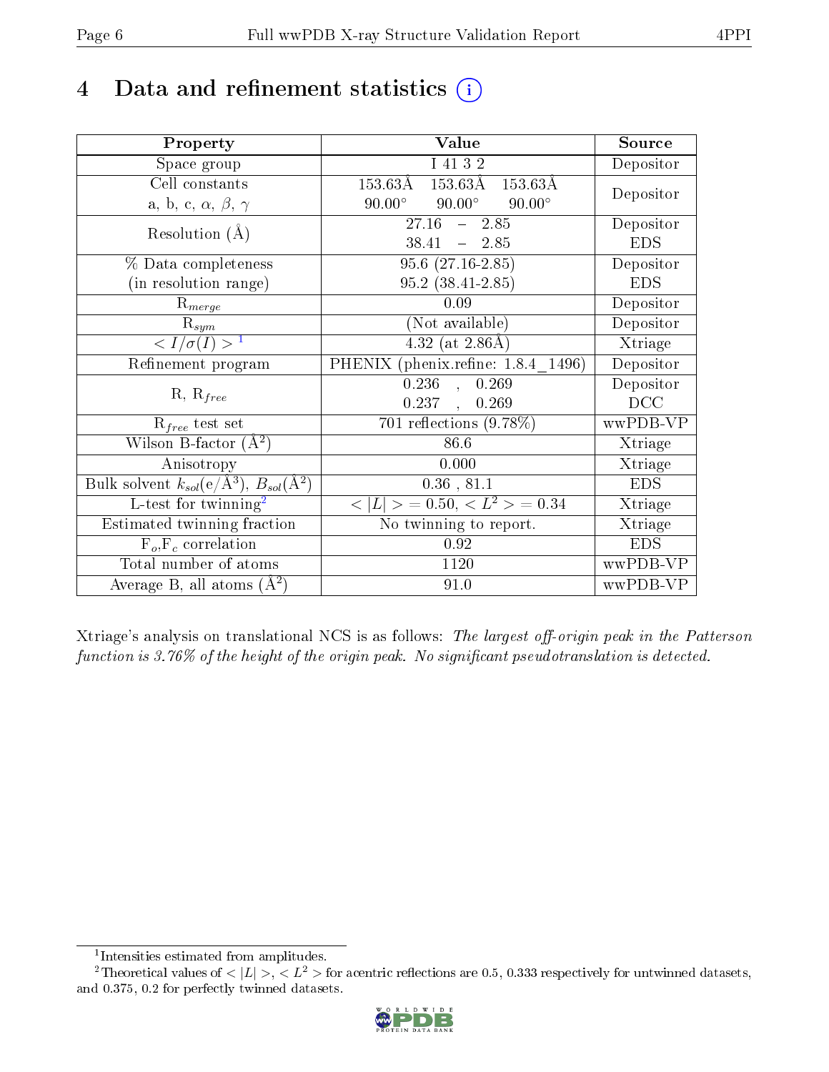# 4 Data and refinement statistics

| Property | Value | Source |
|---|---|---|
| Space group | I 41 3 2 | Depositor |
| Cell constants<br>a, b, c, $\alpha$, $\beta$, $\gamma$ | 153.63Å 153.63Å 153.63Å<br>90.00° 90.00° 90.00° | Depositor |
| Resolution (Å) | 27.16 – 2.85<br>38.41 – 2.85 | Depositor<br>EDS |
| % Data completeness<br>(in resolution range) | 95.6 (27.16-2.85)<br>95.2 (38.41-2.85) | Depositor<br>EDS |
| $R_{merge}$ | 0.09 | Depositor |
| $R_{sym}$ | (Not available) | Depositor |
| $< I/\sigma(I) >$ [1] | 4.32 (at 2.86Å) | Xtriage |
| Refinement program | PHENIX (phenix.refine: 1.8.4_1496) | Depositor |
| R, $R_{free}$ | 0.236 , 0.269<br>0.237 , 0.269 | Depositor<br>DCC |
| $R_{free}$ test set | 701 reflections (9.78%) | wwPDB-VP |
| Wilson B-factor (Å$^2$) | 86.6 | Xtriage |
| Anisotropy | 0.000 | Xtriage |
| Bulk solvent $k_{sol}$(e/Å$^3$), $B_{sol}$(Å$^2$) | 0.36 , 81.1 | EDS |
| L-test for twinning[2] | $< \vert L \vert > = 0.50$, $< L^2 > = 0.34$ | Xtriage |
| Estimated twinning fraction | No twinning to report. | Xtriage |
| $F_o$,$F_c$ correlation | 0.92 | EDS |
| Total number of atoms | 1120 | wwPDB-VP |
| Average B, all atoms (Å$^2$) | 91.0 | wwPDB-VP |

Xtriage's analysis on translational NCS is as follows: *The largest off-origin peak in the Patterson function is 3.76% of the height of the origin peak. No significant pseudotranslation is detected.*

[1] Intensities estimated from amplitudes.

[2] Theoretical values of $< |L| >$, $< L^2 >$ for acentric reflections are 0.5, 0.333 respectively for untwinned datasets, and 0.375, 0.2 for perfectly twinned datasets.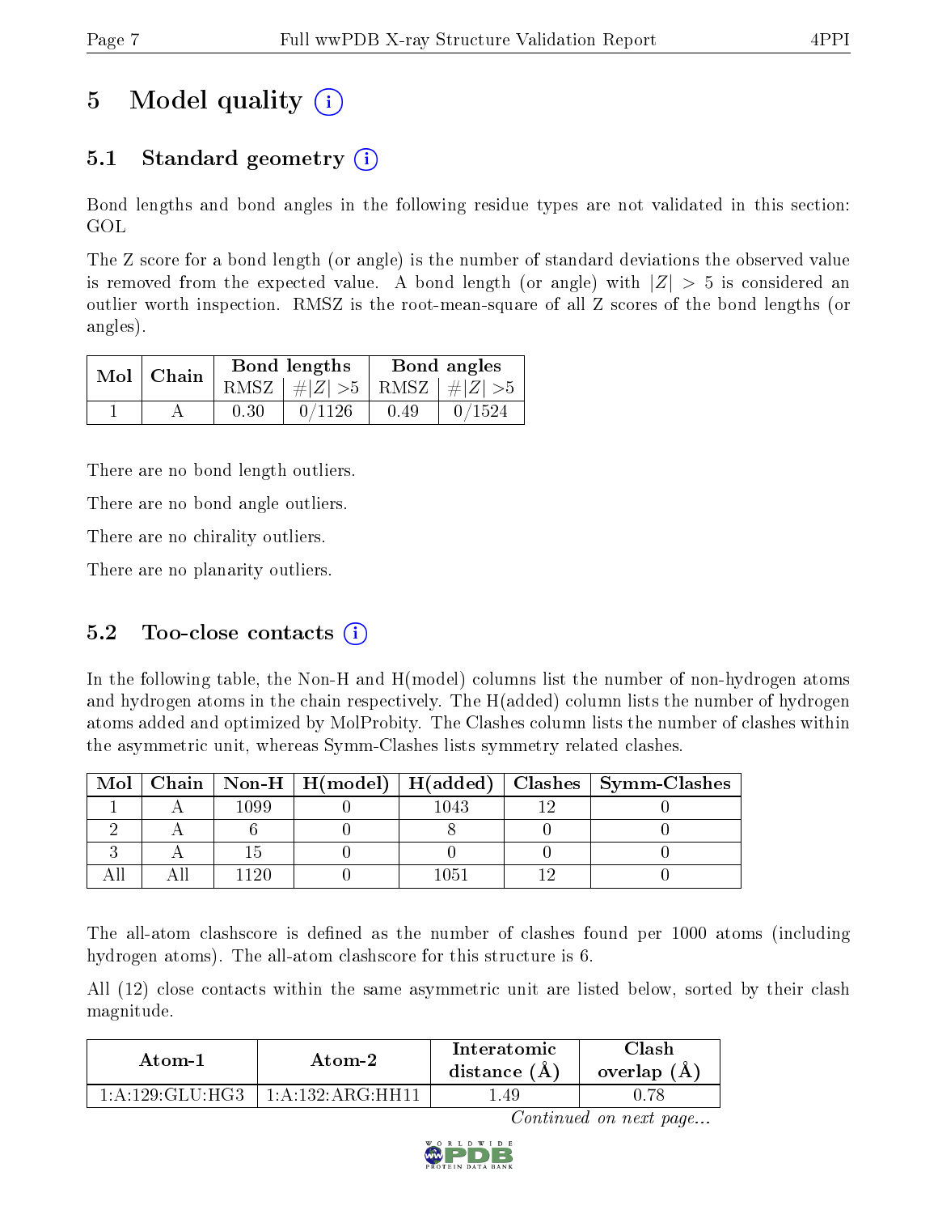# 5 Model quality

## 5.1 Standard geometry

Bond lengths and bond angles in the following residue types are not validated in this section: GOL

The Z score for a bond length (or angle) is the number of standard deviations the observed value is removed from the expected value. A bond length (or angle) with $|Z| > 5$ is considered an outlier worth inspection. RMSZ is the root-mean-square of all Z scores of the bond lengths (or angles).

| Mol | Chain | Bond lengths | | Bond angles | |
|---|---|---|---|---|---|
| | | RMSZ | $\#|Z| > 5$ | RMSZ | $\#|Z| > 5$ |
| 1 | A | 0.30 | 0/1126 | 0.49 | 0/1524 |

There are no bond length outliers.

There are no bond angle outliers.

There are no chirality outliers.

There are no planarity outliers.

## 5.2 Too-close contacts

In the following table, the Non-H and H(model) columns list the number of non-hydrogen atoms and hydrogen atoms in the chain respectively. The H(added) column lists the number of hydrogen atoms added and optimized by MolProbity. The Clashes column lists the number of clashes within the asymmetric unit, whereas Symm-Clashes lists symmetry related clashes.

| Mol | Chain | Non-H | H(model) | H(added) | Clashes | Symm-Clashes |
|---|---|---|---|---|---|---|
| 1 | A | 1099 | 0 | 1043 | 12 | 0 |
| 2 | A | 6 | 0 | 8 | 0 | 0 |
| 3 | A | 15 | 0 | 0 | 0 | 0 |
| All | All | 1120 | 0 | 1051 | 12 | 0 |

The all-atom clashscore is defined as the number of clashes found per 1000 atoms (including hydrogen atoms). The all-atom clashscore for this structure is 6.

All (12) close contacts within the same asymmetric unit are listed below, sorted by their clash magnitude.

| Atom-1 | Atom-2 | Interatomic distance (Å) | Clash overlap (Å) |
|---|---|---|---|
| 1:A:129:GLU:HG3 | 1:A:132:ARG:HH11 | 1.49 | 0.78 |

*Continued on next page...*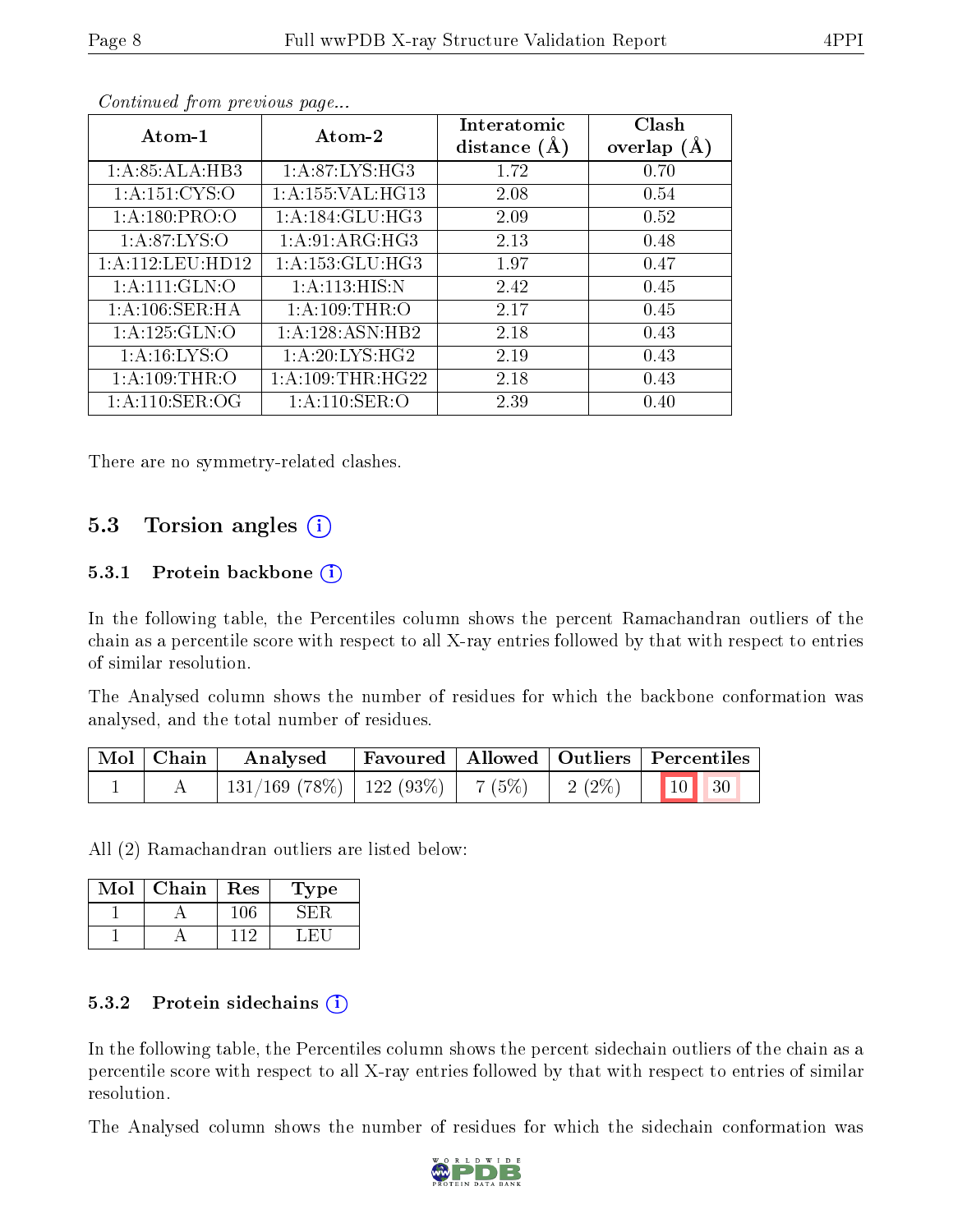*Continued from previous page...*

| Atom-1 | Atom-2 | Interatomic distance (Å) | Clash overlap (Å) |
|---|---|---|---|
| 1:A:85:ALA:HB3 | 1:A:87:LYS:HG3 | 1.72 | 0.70 |
| 1:A:151:CYS:O | 1:A:155:VAL:HG13 | 2.08 | 0.54 |
| 1:A:180:PRO:O | 1:A:184:GLU:HG3 | 2.09 | 0.52 |
| 1:A:87:LYS:O | 1:A:91:ARG:HG3 | 2.13 | 0.48 |
| 1:A:112:LEU:HD12 | 1:A:153:GLU:HG3 | 1.97 | 0.47 |
| 1:A:111:GLN:O | 1:A:113:HIS:N | 2.42 | 0.45 |
| 1:A:106:SER:HA | 1:A:109:THR:O | 2.17 | 0.45 |
| 1:A:125:GLN:O | 1:A:128:ASN:HB2 | 2.18 | 0.43 |
| 1:A:16:LYS:O | 1:A:20:LYS:HG2 | 2.19 | 0.43 |
| 1:A:109:THR:O | 1:A:109:THR:HG22 | 2.18 | 0.43 |
| 1:A:110:SER:OG | 1:A:110:SER:O | 2.39 | 0.40 |

There are no symmetry-related clashes.

## 5.3 Torsion angles

### 5.3.1 Protein backbone

In the following table, the Percentiles column shows the percent Ramachandran outliers of the chain as a percentile score with respect to all X-ray entries followed by that with respect to entries of similar resolution.

The Analysed column shows the number of residues for which the backbone conformation was analysed, and the total number of residues.

| Mol | Chain | Analysed | Favoured | Allowed | Outliers | Percentiles | |
|---|---|---|---|---|---|---|---|
| 1 | A | 131/169 (78%) | 122 (93%) | 7 (5%) | 2 (2%) | 10 | 30 |

All (2) Ramachandran outliers are listed below:

| Mol | Chain | Res | Type |
|---|---|---|---|
| 1 | A | 106 | SER |
| 1 | A | 112 | LEU |

### 5.3.2 Protein sidechains

In the following table, the Percentiles column shows the percent sidechain outliers of the chain as a percentile score with respect to all X-ray entries followed by that with respect to entries of similar resolution.

The Analysed column shows the number of residues for which the sidechain conformation was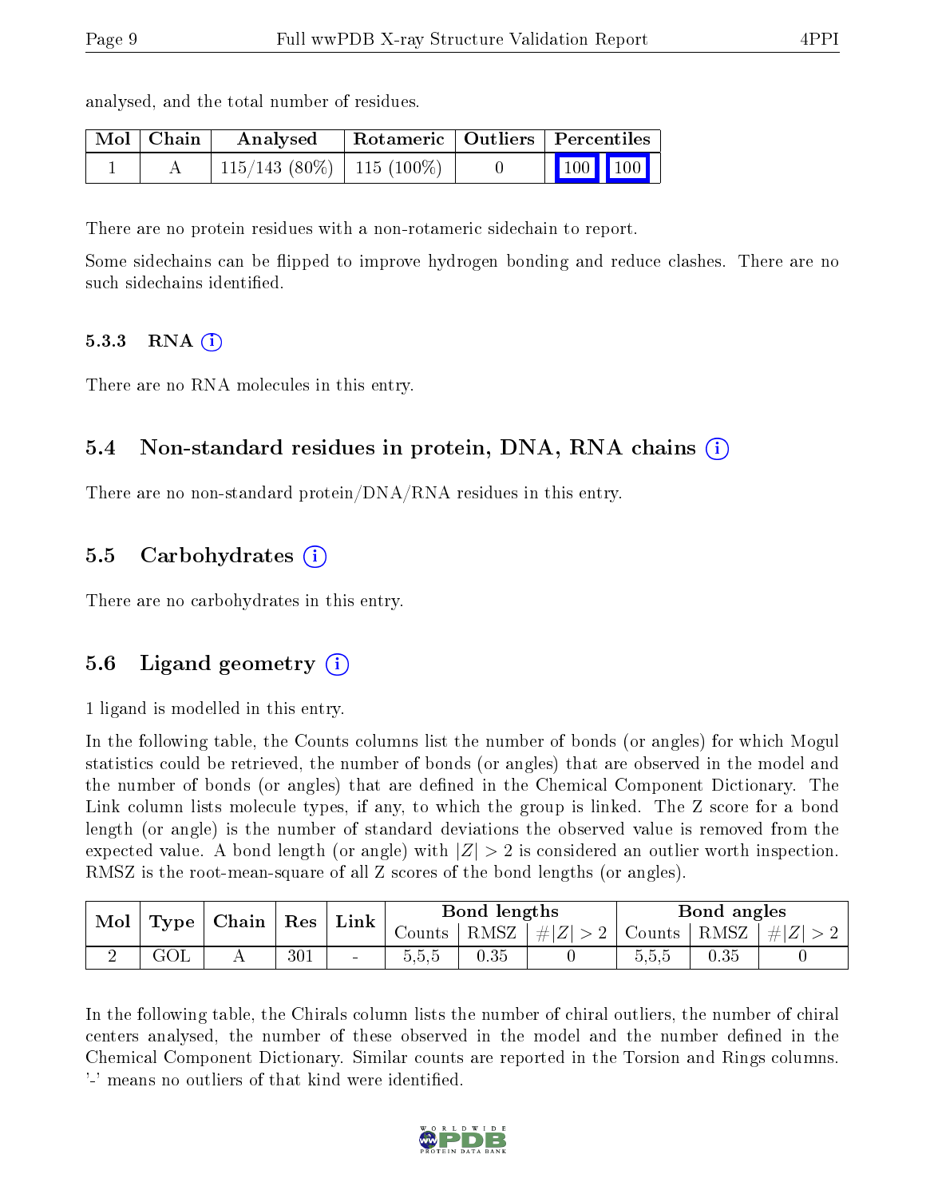analysed, and the total number of residues.

| Mol | Chain | Analysed | Rotameric | Outliers | Percentiles | |
|---|---|---|---|---|---|---|
| 1 | A | 115/143 (80%) | 115 (100%) | 0 | 100 | 100 |

There are no protein residues with a non-rotameric sidechain to report.

Some sidechains can be flipped to improve hydrogen bonding and reduce clashes. There are no such sidechains identified.

#### 5.3.3 RNA

There are no RNA molecules in this entry.

### 5.4 Non-standard residues in protein, DNA, RNA chains

There are no non-standard protein/DNA/RNA residues in this entry.

### 5.5 Carbohydrates

There are no carbohydrates in this entry.

### 5.6 Ligand geometry

1 ligand is modelled in this entry.

In the following table, the Counts columns list the number of bonds (or angles) for which Mogul statistics could be retrieved, the number of bonds (or angles) that are observed in the model and the number of bonds (or angles) that are defined in the Chemical Component Dictionary. The Link column lists molecule types, if any, to which the group is linked. The Z score for a bond length (or angle) is the number of standard deviations the observed value is removed from the expected value. A bond length (or angle) with $|Z| > 2$ is considered an outlier worth inspection. RMSZ is the root-mean-square of all Z scores of the bond lengths (or angles).

| Mol | Type | Chain | Res | Link | Bond lengths | | | Bond angles | | |
|---|---|---|---|---|---|---|---|---|---|---|
| | | | | | Counts | RMSZ | $\#\|Z\| > 2$ | Counts | RMSZ | $\#\|Z\| > 2$ |
| 2 | GOL | A | 301 | - | 5,5,5 | 0.35 | 0 | 5,5,5 | 0.35 | 0 |

In the following table, the Chirals column lists the number of chiral outliers, the number of chiral centers analysed, the number of these observed in the model and the number defined in the Chemical Component Dictionary. Similar counts are reported in the Torsion and Rings columns. '-' means no outliers of that kind were identified.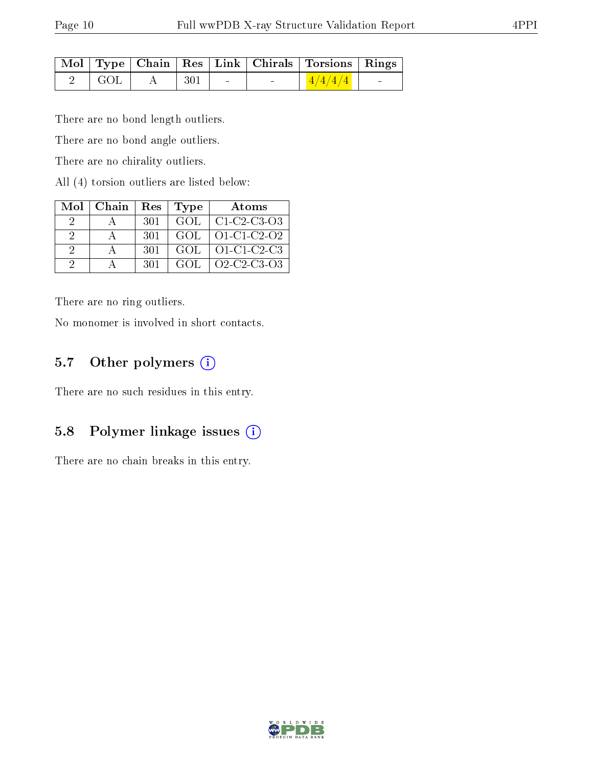| Mol | Type | Chain | Res | Link | Chirals | Torsions | Rings |
|---|---|---|---|---|---|---|---|
| 2 | GOL | A | 301 | - | - | 4/4/4/4 | - |

There are no bond length outliers.

There are no bond angle outliers.

There are no chirality outliers.

All (4) torsion outliers are listed below:

| Mol | Chain | Res | Type | Atoms |
|---|---|---|---|---|
| 2 | A | 301 | GOL | C1-C2-C3-O3 |
| 2 | A | 301 | GOL | O1-C1-C2-O2 |
| 2 | A | 301 | GOL | O1-C1-C2-C3 |
| 2 | A | 301 | GOL | O2-C2-C3-O3 |

There are no ring outliers.

No monomer is involved in short contacts.

### 5.7 Other polymers

There are no such residues in this entry.

### 5.8 Polymer linkage issues

There are no chain breaks in this entry.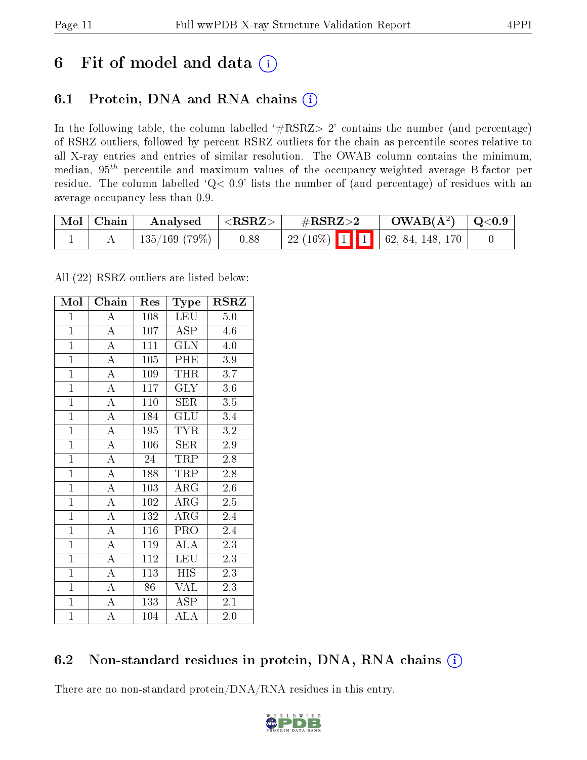# 6 Fit of model and data (i)

## 6.1 Protein, DNA and RNA chains (i)

In the following table, the column labelled '#RSRZ> 2' contains the number (and percentage) of RSRZ outliers, followed by percent RSRZ outliers for the chain as percentile scores relative to all X-ray entries and entries of similar resolution. The OWAB column contains the minimum, median, $95^{th}$ percentile and maximum values of the occupancy-weighted average B-factor per residue. The column labelled 'Q< 0.9' lists the number of (and percentage) of residues with an average occupancy less than 0.9.

| Mol | Chain | Analysed | <RSRZ> | #RSRZ>2 | OWAB(Å²) | Q<0.9 |
|---|---|---|---|---|---|---|
| 1 | A | 135/169 (79%) | 0.88 | 22 (16%) 1 1 | 62, 84, 148, 170 | 0 |

All (22) RSRZ outliers are listed below:

| Mol | Chain | Res | Type | RSRZ |
|---|---|---|---|---|
| 1 | A | 108 | LEU | 5.0 |
| 1 | A | 107 | ASP | 4.6 |
| 1 | A | 111 | GLN | 4.0 |
| 1 | A | 105 | PHE | 3.9 |
| 1 | A | 109 | THR | 3.7 |
| 1 | A | 117 | GLY | 3.6 |
| 1 | A | 110 | SER | 3.5 |
| 1 | A | 184 | GLU | 3.4 |
| 1 | A | 195 | TYR | 3.2 |
| 1 | A | 106 | SER | 2.9 |
| 1 | A | 24 | TRP | 2.8 |
| 1 | A | 188 | TRP | 2.8 |
| 1 | A | 103 | ARG | 2.6 |
| 1 | A | 102 | ARG | 2.5 |
| 1 | A | 132 | ARG | 2.4 |
| 1 | A | 116 | PRO | 2.4 |
| 1 | A | 119 | ALA | 2.3 |
| 1 | A | 112 | LEU | 2.3 |
| 1 | A | 113 | HIS | 2.3 |
| 1 | A | 86 | VAL | 2.3 |
| 1 | A | 133 | ASP | 2.1 |
| 1 | A | 104 | ALA | 2.0 |

## 6.2 Non-standard residues in protein, DNA, RNA chains (i)

There are no non-standard protein/DNA/RNA residues in this entry.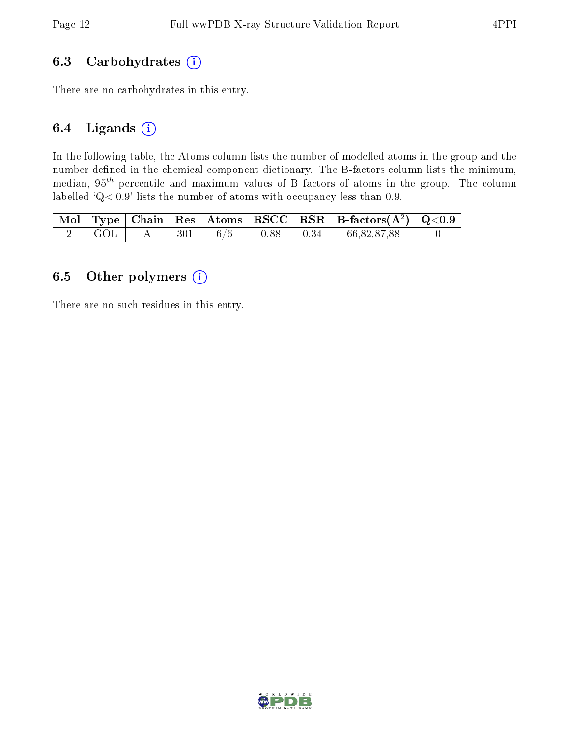### 6.3 Carbohydrates (i)

There are no carbohydrates in this entry.

### 6.4 Ligands (i)

In the following table, the Atoms column lists the number of modelled atoms in the group and the number defined in the chemical component dictionary. The B-factors column lists the minimum, median, $95^{th}$ percentile and maximum values of B factors of atoms in the group. The column labelled 'Q< 0.9' lists the number of atoms with occupancy less than 0.9.

| Mol | Type | Chain | Res | Atoms | RSCC | RSR | B-factors(Å$^2$) | Q<0.9 |
|---|---|---|---|---|---|---|---|---|
| 2 | GOL | A | 301 | 6/6 | 0.88 | 0.34 | 66,82,87,88 | 0 |

### 6.5 Other polymers (i)

There are no such residues in this entry.